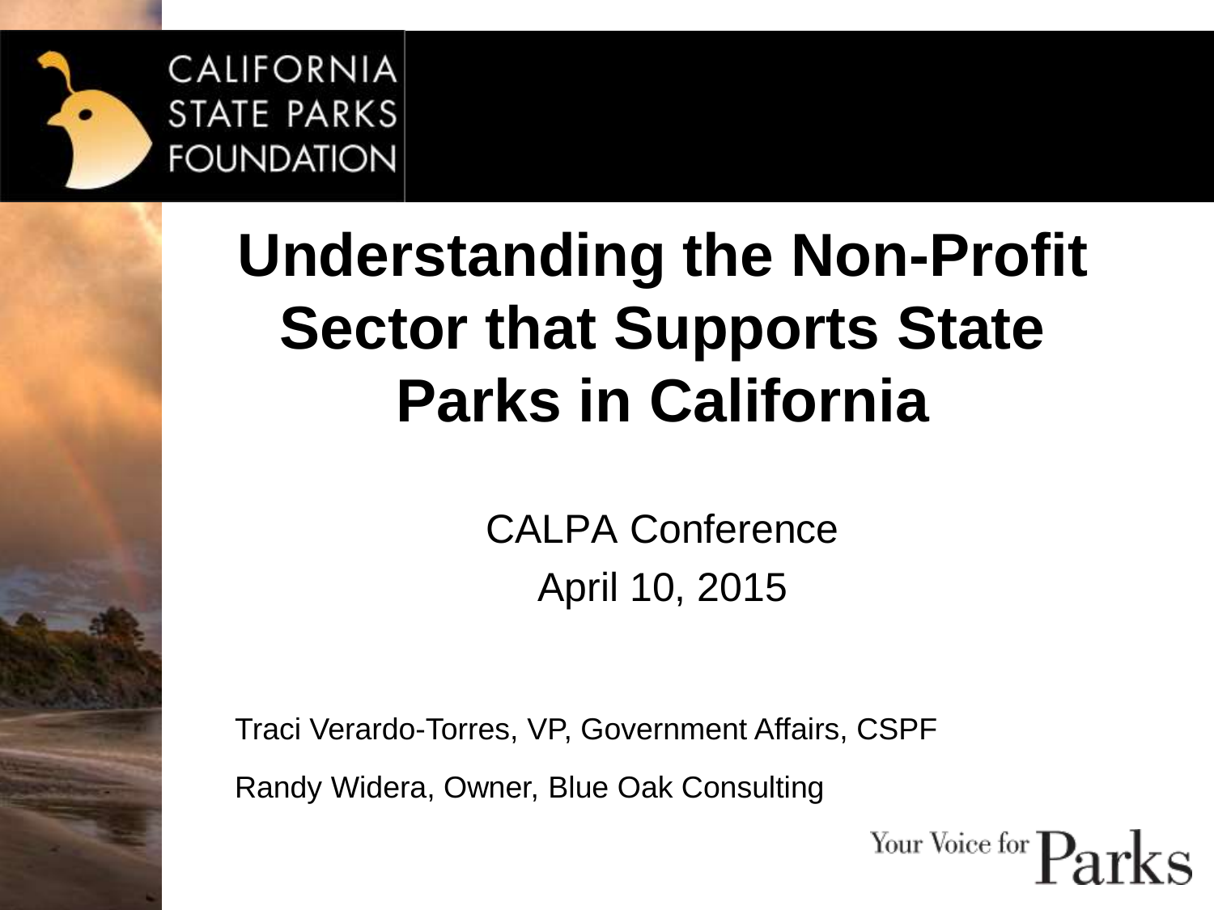CALIFORNIA STATE PARKS FOUNDATION

# Understanding the Non-Profit Sector that Supports State Parks in California

CALPA Conference

April 10, 2015

Traci Verardo-Torres, VP, Government Affairs, CSPF

Randy Widera, Owner, Blue Oak Consulting

Your Voice for Parks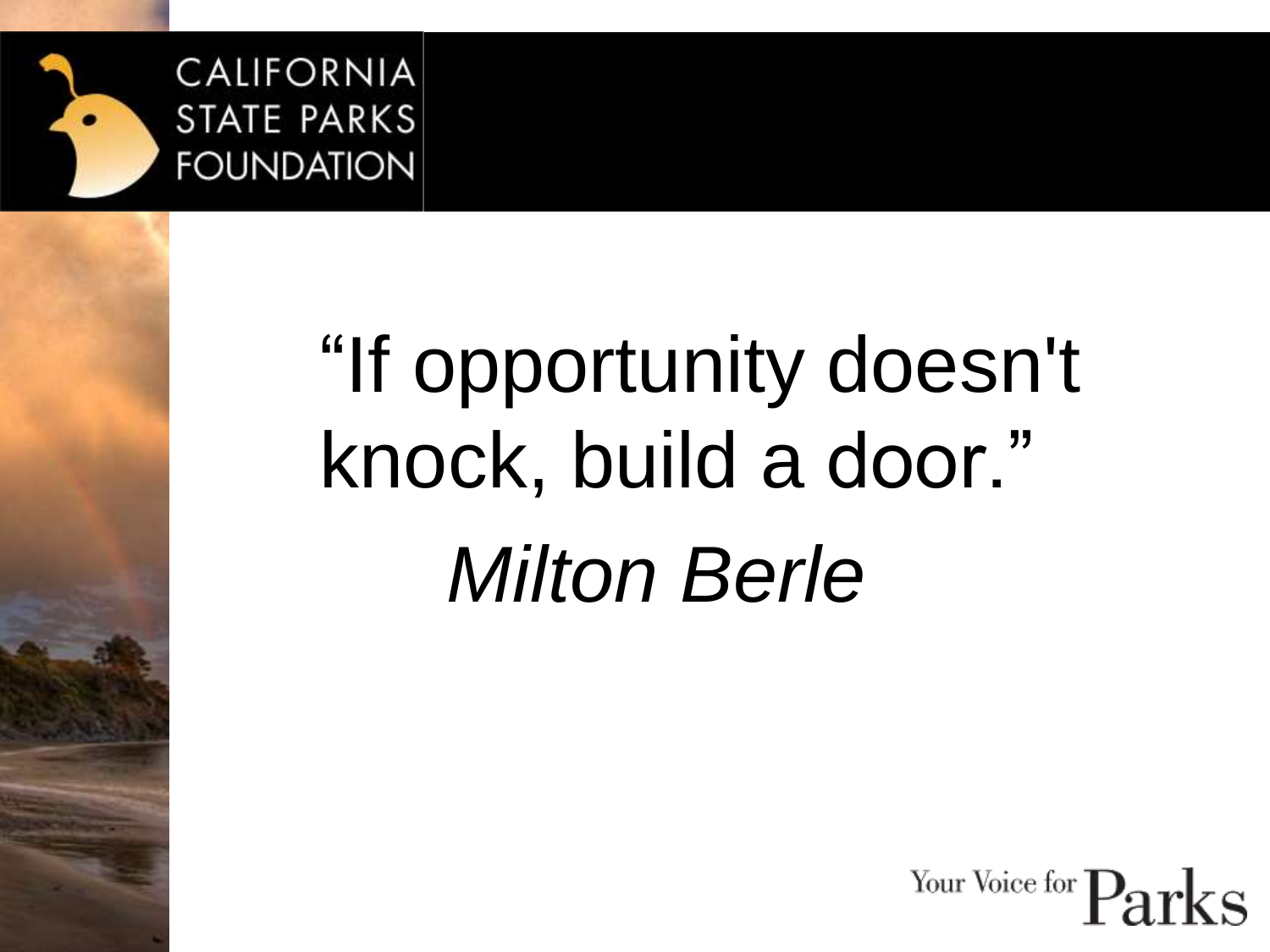“If opportunity doesn't knock, build a door.”

*Milton Berle*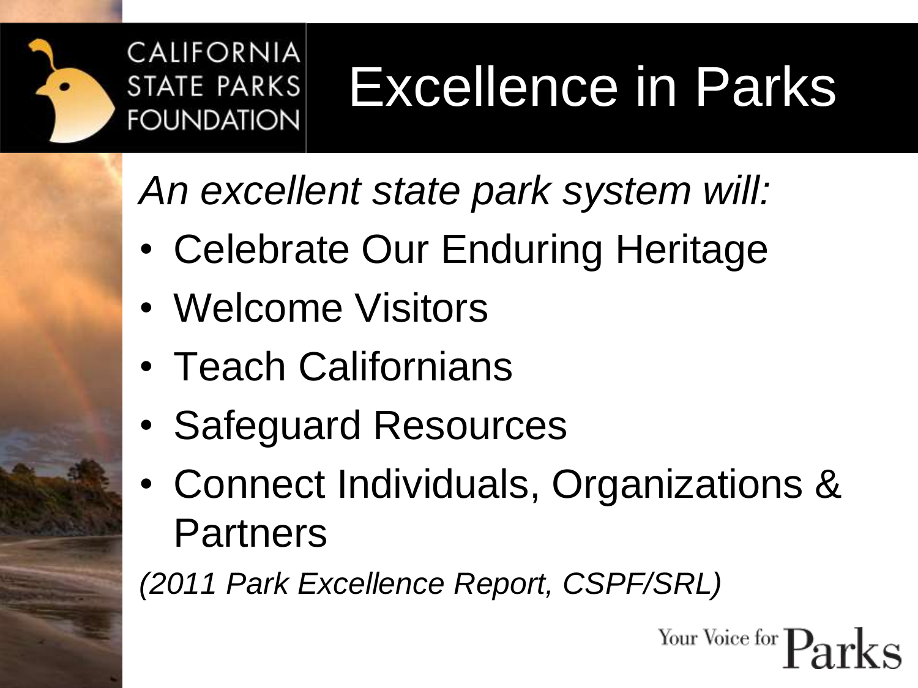CALIFORNIA STATE PARKS FOUNDATION

# Excellence in Parks

*An excellent state park system will:*

- Celebrate Our Enduring Heritage
- Welcome Visitors
- Teach Californians
- Safeguard Resources
- Connect Individuals, Organizations & Partners

*(2011 Park Excellence Report, CSPF/SRL)*

Your Voice for Parks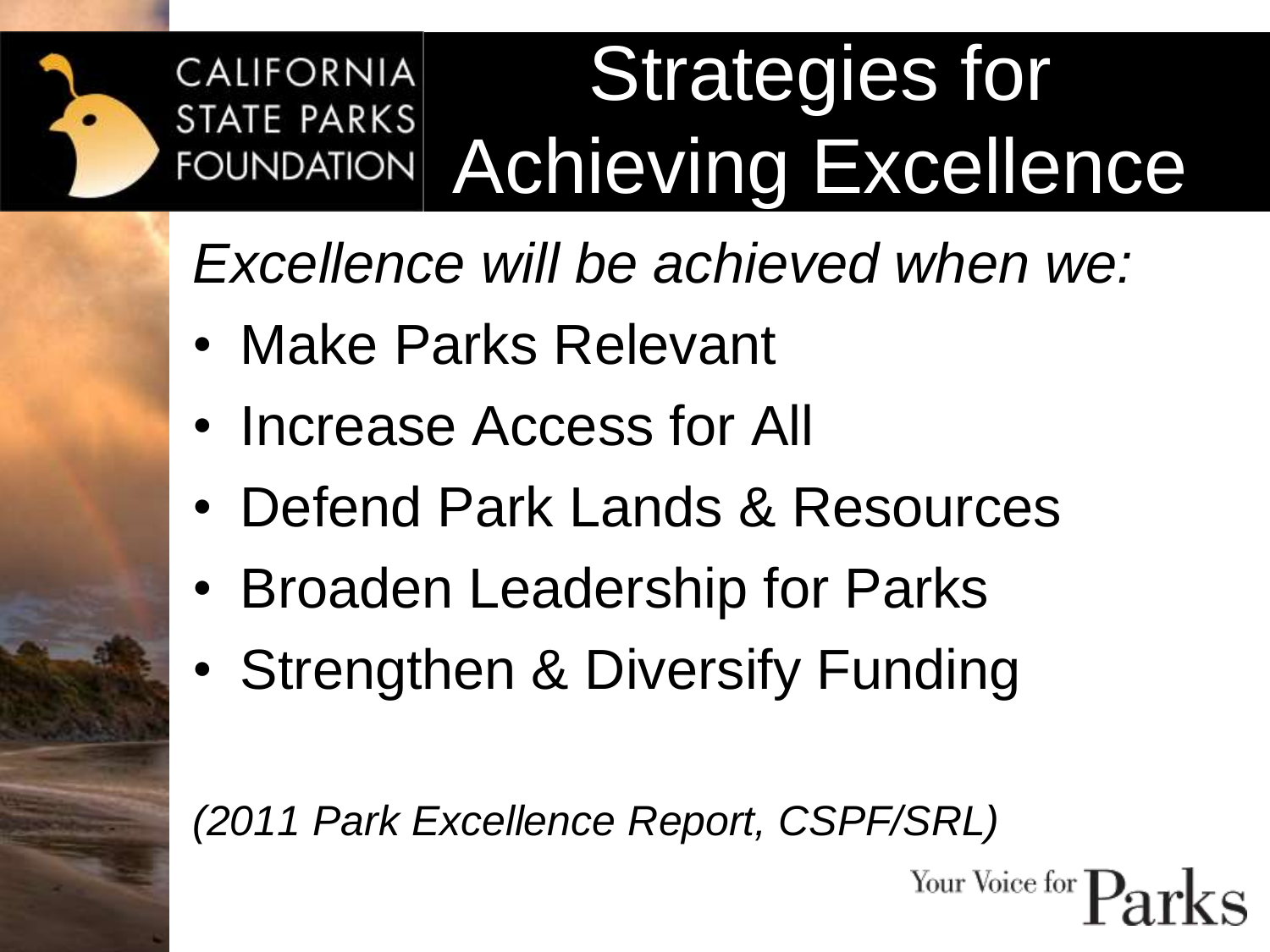CALIFORNIA STATE PARKS FOUNDATION

# Strategies for Achieving Excellence

*Excellence will be achieved when we:*

- Make Parks Relevant
- Increase Access for All
- Defend Park Lands & Resources
- Broaden Leadership for Parks
- Strengthen & Diversify Funding

*(2011 Park Excellence Report, CSPF/SRL)*

Your Voice for Parks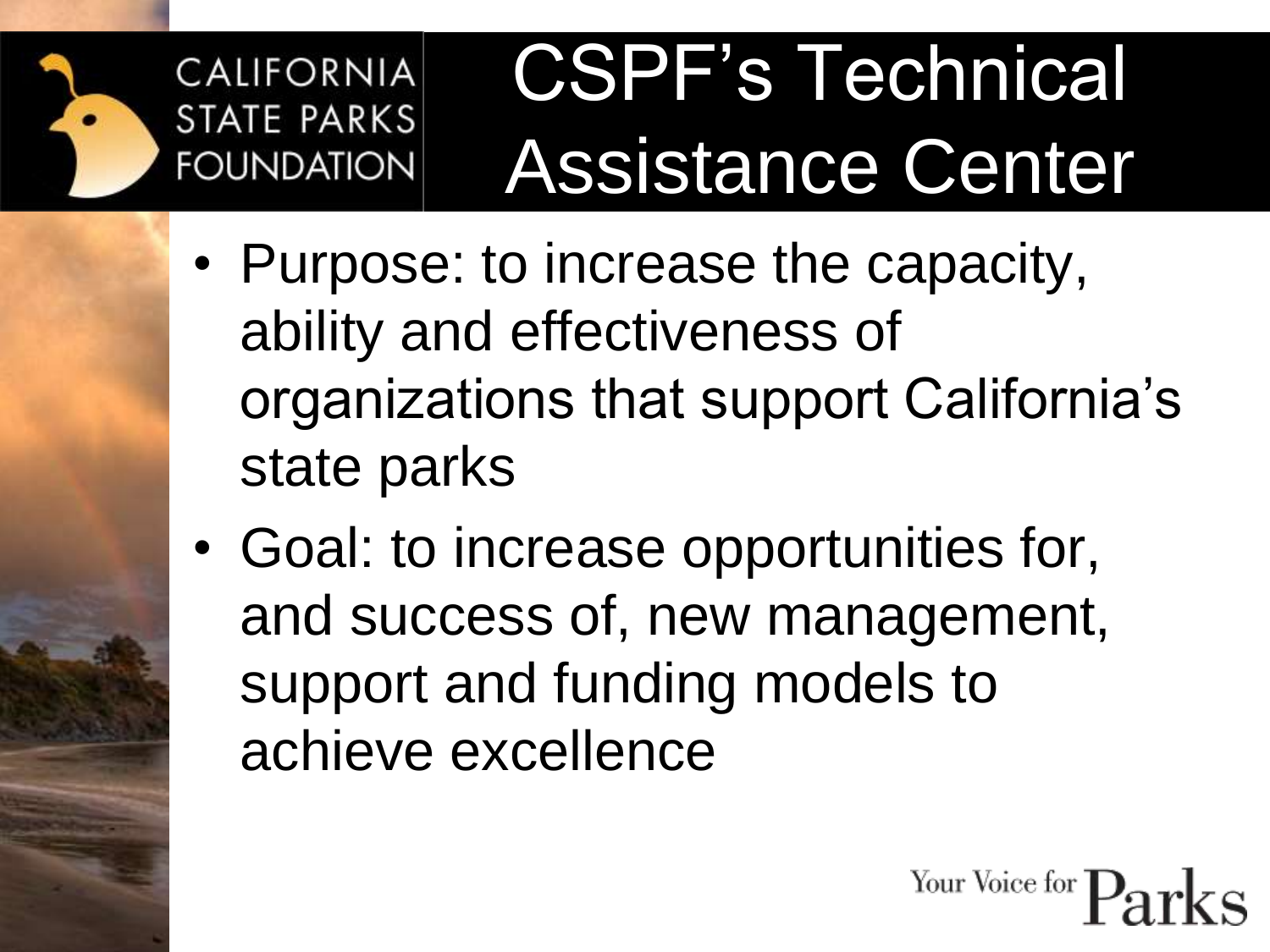# CSPF's Technical Assistance Center

- Purpose: to increase the capacity, ability and effectiveness of organizations that support California's state parks
- Goal: to increase opportunities for, and success of, new management, support and funding models to achieve excellence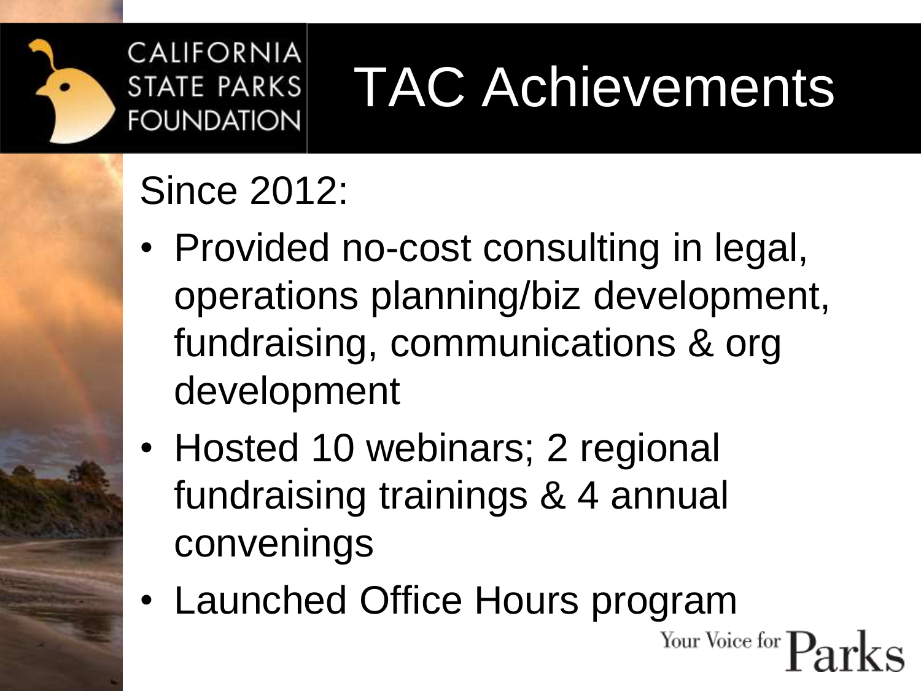# TAC Achievements

Since 2012:

- Provided no-cost consulting in legal, operations planning/biz development, fundraising, communications & org development
- Hosted 10 webinars; 2 regional fundraising trainings & 4 annual convenings
- Launched Office Hours program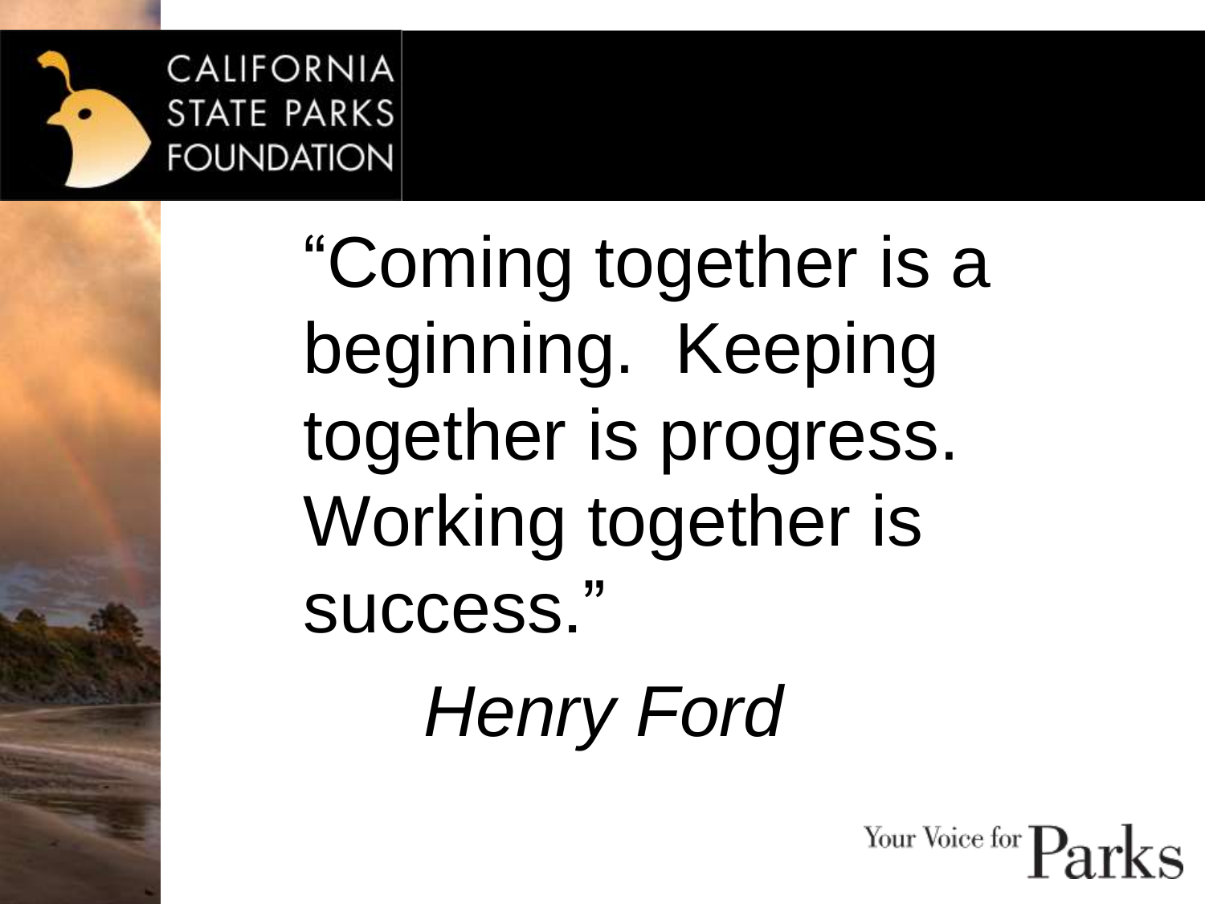CALIFORNIA STATE PARKS FOUNDATION

"Coming together is a beginning. Keeping together is progress. Working together is success."

*Henry Ford*

Your Voice for Parks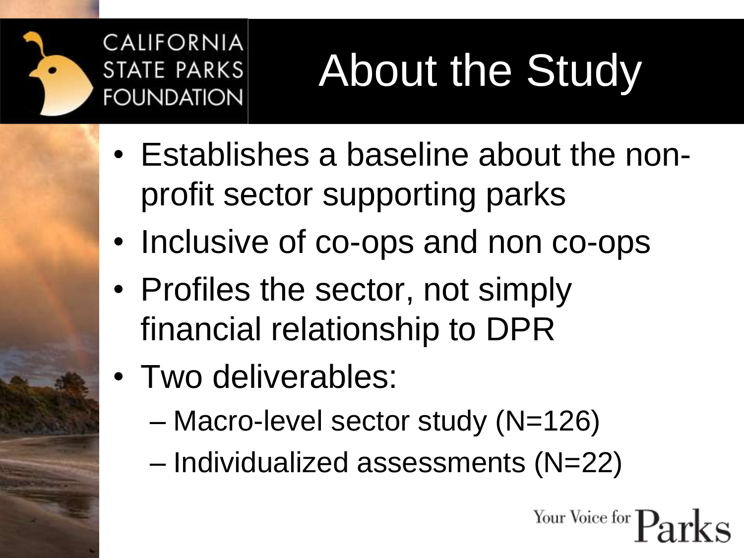# About the Study

- Establishes a baseline about the non-profit sector supporting parks
- Inclusive of co-ops and non co-ops
- Profiles the sector, not simply financial relationship to DPR
- Two deliverables:
  - Macro-level sector study (N=126)
  - Individualized assessments (N=22)